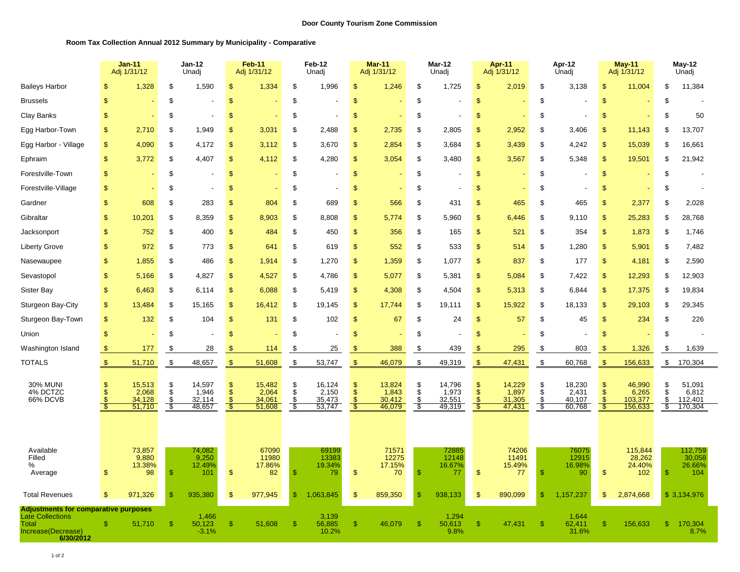**Door County Tourism Zone Commission**

**Room Tax Collection Annual 2012 Summary by Municipality - Comparative**

| | Jan-11 Adj 1/31/12 | Jan-12 Unadj | Feb-11 Adj 1/31/12 | Feb-12 Unadj | Mar-11 Adj 1/31/12 | Mar-12 Unadj | Apr-11 Adj 1/31/12 | Apr-12 Unadj | May-11 Adj 1/31/12 | May-12 Unadj |
|---|---|---|---|---|---|---|---|---|---|---|
| Baileys Harbor | $ 1,328 | $ 1,590 | $ 1,334 | $ 1,996 | $ 1,246 | $ 1,725 | $ 2,019 | $ 3,138 | $ 11,004 | $ 11,384 |
| Brussels | $ - | $ - | $ - | $ - | $ - | $ - | $ - | $ - | $ - | $ - |
| Clay Banks | $ - | $ - | $ - | $ - | $ - | $ - | $ - | $ - | $ - | $ 50 |
| Egg Harbor-Town | $ 2,710 | $ 1,949 | $ 3,031 | $ 2,488 | $ 2,735 | $ 2,805 | $ 2,952 | $ 3,406 | $ 11,143 | $ 13,707 |
| Egg Harbor - Village | $ 4,090 | $ 4,172 | $ 3,112 | $ 3,670 | $ 2,854 | $ 3,684 | $ 3,439 | $ 4,242 | $ 15,039 | $ 16,661 |
| Ephraim | $ 3,772 | $ 4,407 | $ 4,112 | $ 4,280 | $ 3,054 | $ 3,480 | $ 3,567 | $ 5,348 | $ 19,501 | $ 21,942 |
| Forestville-Town | $ - | $ - | $ - | $ - | $ - | $ - | $ - | $ - | $ - | $ - |
| Forestville-Village | $ - | $ - | $ - | $ - | $ - | $ - | $ - | $ - | $ - | $ - |
| Gardner | $ 608 | $ 283 | $ 804 | $ 689 | $ 566 | $ 431 | $ 465 | $ 465 | $ 2,377 | $ 2,028 |
| Gibraltar | $ 10,201 | $ 8,359 | $ 8,903 | $ 8,808 | $ 5,774 | $ 5,960 | $ 6,446 | $ 9,110 | $ 25,283 | $ 28,768 |
| Jacksonport | $ 752 | $ 400 | $ 484 | $ 450 | $ 356 | $ 165 | $ 521 | $ 354 | $ 1,873 | $ 1,746 |
| Liberty Grove | $ 972 | $ 773 | $ 641 | $ 619 | $ 552 | $ 533 | $ 514 | $ 1,280 | $ 5,901 | $ 7,482 |
| Nasewaupee | $ 1,855 | $ 486 | $ 1,914 | $ 1,270 | $ 1,359 | $ 1,077 | $ 837 | $ 177 | $ 4,181 | $ 2,590 |
| Sevastopol | $ 5,166 | $ 4,827 | $ 4,527 | $ 4,786 | $ 5,077 | $ 5,381 | $ 5,084 | $ 7,422 | $ 12,293 | $ 12,903 |
| Sister Bay | $ 6,463 | $ 6,114 | $ 6,088 | $ 5,419 | $ 4,308 | $ 4,504 | $ 5,313 | $ 6,844 | $ 17,375 | $ 19,834 |
| Sturgeon Bay-City | $ 13,484 | $ 15,165 | $ 16,412 | $ 19,145 | $ 17,744 | $ 19,111 | $ 15,922 | $ 18,133 | $ 29,103 | $ 29,345 |
| Sturgeon Bay-Town | $ 132 | $ 104 | $ 131 | $ 102 | $ 67 | $ 24 | $ 57 | $ 45 | $ 234 | $ 226 |
| Union | $ - | $ - | $ - | $ - | $ - | $ - | $ - | $ - | $ - | $ - |
| Washington Island | $ 177 | $ 28 | $ 114 | $ 25 | $ 388 | $ 439 | $ 295 | $ 803 | $ 1,326 | $ 1,639 |
| TOTALS | $ 51,710 | $ 48,657 | $ 51,608 | $ 53,747 | $ 46,079 | $ 49,319 | $ 47,431 | $ 60,768 | $ 156,633 | $ 170,304 |
| 30% MUNI | $ 15,513 | $ 14,597 | $ 15,482 | $ 16,124 | $ 13,824 | $ 14,796 | $ 14,229 | $ 18,230 | $ 46,990 | $ 51,091 |
| 4% DCTZC | $ 2,068 | $ 1,946 | $ 2,064 | $ 2,150 | $ 1,843 | $ 1,973 | $ 1,897 | $ 2,431 | $ 6,265 | $ 6,812 |
| 66% DCVB | $ 34,128 | $ 32,114 | $ 34,061 | $ 35,473 | $ 30,412 | $ 32,551 | $ 31,305 | $ 40,107 | $ 103,377 | $ 112,401 |
| | $ 51,710 | $ 48,657 | $ 51,608 | $ 53,747 | $ 46,079 | $ 49,319 | $ 47,431 | $ 60,768 | $ 156,633 | $ 170,304 |
| Available | 73,857 | 74,082 | 67090 | 69199 | 71571 | 72885 | 74206 | 76075 | 115,844 | 112,759 |
| Filled | 9,880 | 9,250 | 11980 | 13383 | 12275 | 12148 | 11491 | 12915 | 28,262 | 30,058 |
| % | 13.38% | 12.49% | 17.86% | 19.34% | 17.15% | 16.67% | 15.49% | 16.98% | 24.40% | 26.66% |
| Average | $ 98 | $ 101 | $ 82 | $ 79 | $ 70 | $ 77 | $ 77 | $ 90 | $ 102 | $ 104 |
| Total Revenues | $ 971,326 | $ 935,380 | $ 977,945 | $ 1,063,845 | $ 859,350 | $ 938,133 | $ 890,099 | $ 1,157,237 | $ 2,874,668 | $ 3,134,976 |
| **Adjustments for comparative purposes** | | | | | | | | | | |
| Late Collections | | 1,466 | | 3,139 | | 1,294 | | 1,644 | | |
| Total | $ 51,710 | $ 50,123 | $ 51,608 | $ 56,885 | $ 46,079 | $ 50,613 | $ 47,431 | $ 62,411 | $ 156,633 | $ 170,304 |
| Increase(Decrease) | | -3.1% | | 10.2% | | 9.8% | | 31.6% | | 8.7% |
| **6/30/2012** | | | | | | | | | | |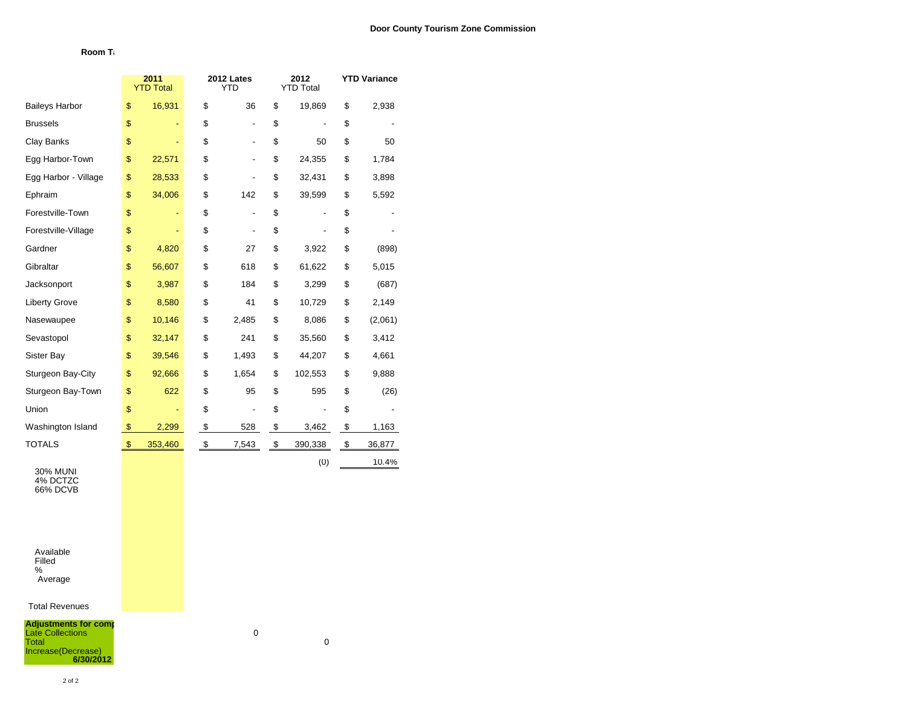**Door County Tourism Zone Commission**

**Room Ta**

| | 2011 YTD Total | 2012 Lates YTD | 2012 YTD Total | YTD Variance |
|---|---|---|---|---|
| Baileys Harbor | $ 16,931 | $ 36 | $ 19,869 | $ 2,938 |
| Brussels | $ - | $ - | $ - | $ - |
| Clay Banks | $ - | $ - | $ 50 | $ 50 |
| Egg Harbor-Town | $ 22,571 | $ - | $ 24,355 | $ 1,784 |
| Egg Harbor - Village | $ 28,533 | $ - | $ 32,431 | $ 3,898 |
| Ephraim | $ 34,006 | $ 142 | $ 39,599 | $ 5,592 |
| Forestville-Town | $ - | $ - | $ - | $ - |
| Forestville-Village | $ - | $ - | $ - | $ - |
| Gardner | $ 4,820 | $ 27 | $ 3,922 | $ (898) |
| Gibraltar | $ 56,607 | $ 618 | $ 61,622 | $ 5,015 |
| Jacksonport | $ 3,987 | $ 184 | $ 3,299 | $ (687) |
| Liberty Grove | $ 8,580 | $ 41 | $ 10,729 | $ 2,149 |
| Nasewaupee | $ 10,146 | $ 2,485 | $ 8,086 | $ (2,061) |
| Sevastopol | $ 32,147 | $ 241 | $ 35,560 | $ 3,412 |
| Sister Bay | $ 39,546 | $ 1,493 | $ 44,207 | $ 4,661 |
| Sturgeon Bay-City | $ 92,666 | $ 1,654 | $ 102,553 | $ 9,888 |
| Sturgeon Bay-Town | $ 622 | $ 95 | $ 595 | $ (26) |
| Union | $ - | $ - | $ - | $ - |
| Washington Island | $ 2,299 | $ 528 | $ 3,462 | $ 1,163 |
| TOTALS | $ 353,460 | $ 7,543 | $ 390,338 | $ 36,877 |
| | | | (0) | 10.4% |

30% MUNI
4% DCTZC
66% DCVB

Available
Filled
%
Average

Total Revenues

**Adjustments for comp**
Late Collections 0
Total 0
Increase(Decrease)
**6/30/2012**